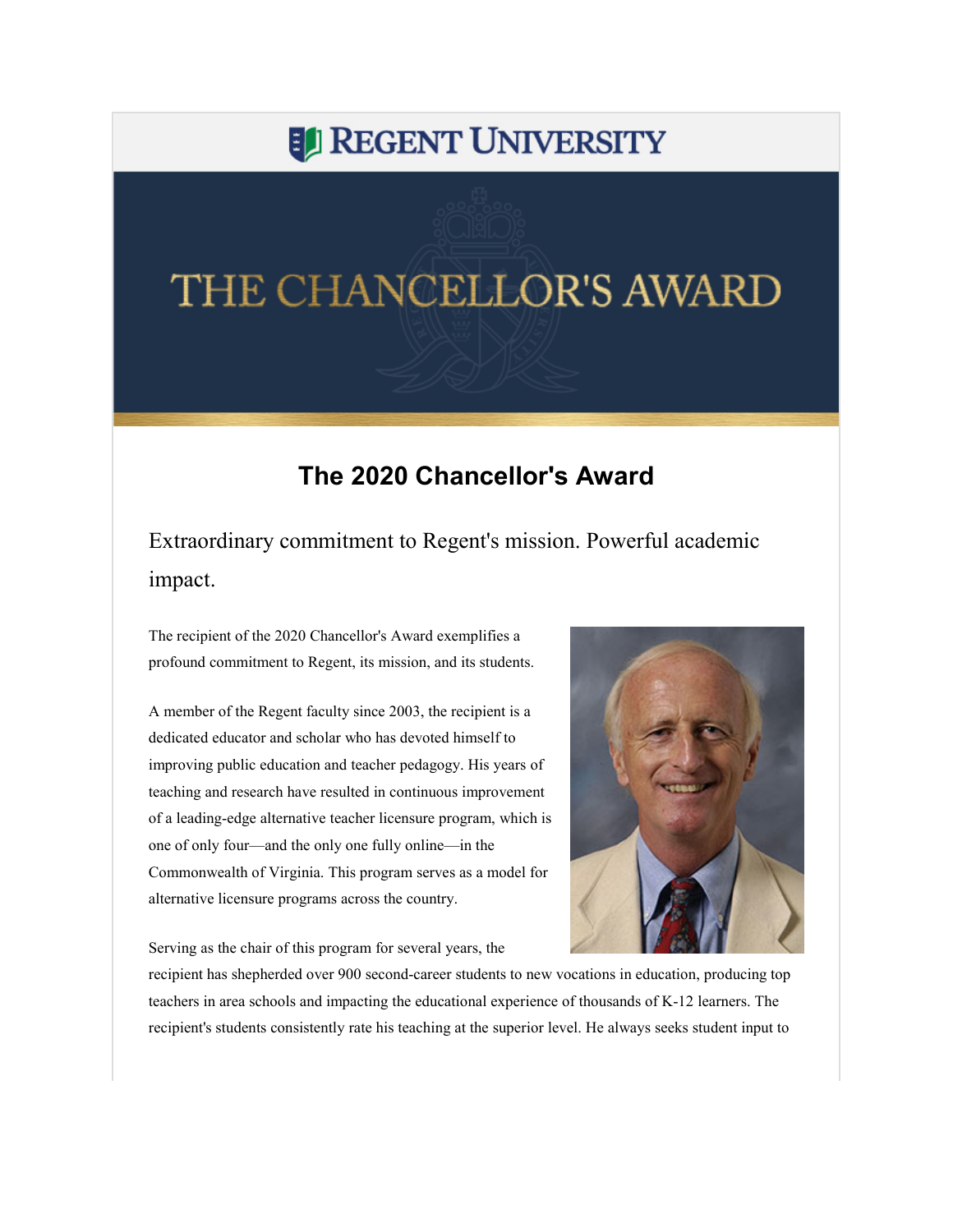# REGENT UNIVERSITY

# THE CHANCELLOR'S AWARD

## The 2020 Chancellor's Award

Extraordinary commitment to Regent's mission. Powerful academic impact.

The recipient of the 2020 Chancellor's Award exemplifies a profound commitment to Regent, its mission, and its students.

A member of the Regent faculty since 2003, the recipient is a dedicated educator and scholar who has devoted himself to improving public education and teacher pedagogy. His years of teaching and research have resulted in continuous improvement of a leading-edge alternative teacher licensure program, which is one of only four—and the only one fully online—in the Commonwealth of Virginia. This program serves as a model for alternative licensure programs across the country.

Serving as the chair of this program for several years, the recipient has shepherded over 900 second-career students to new vocations in education, producing top teachers in area schools and impacting the educational experience of thousands of K-12 learners. The recipient's students consistently rate his teaching at the superior level. He always seeks student input to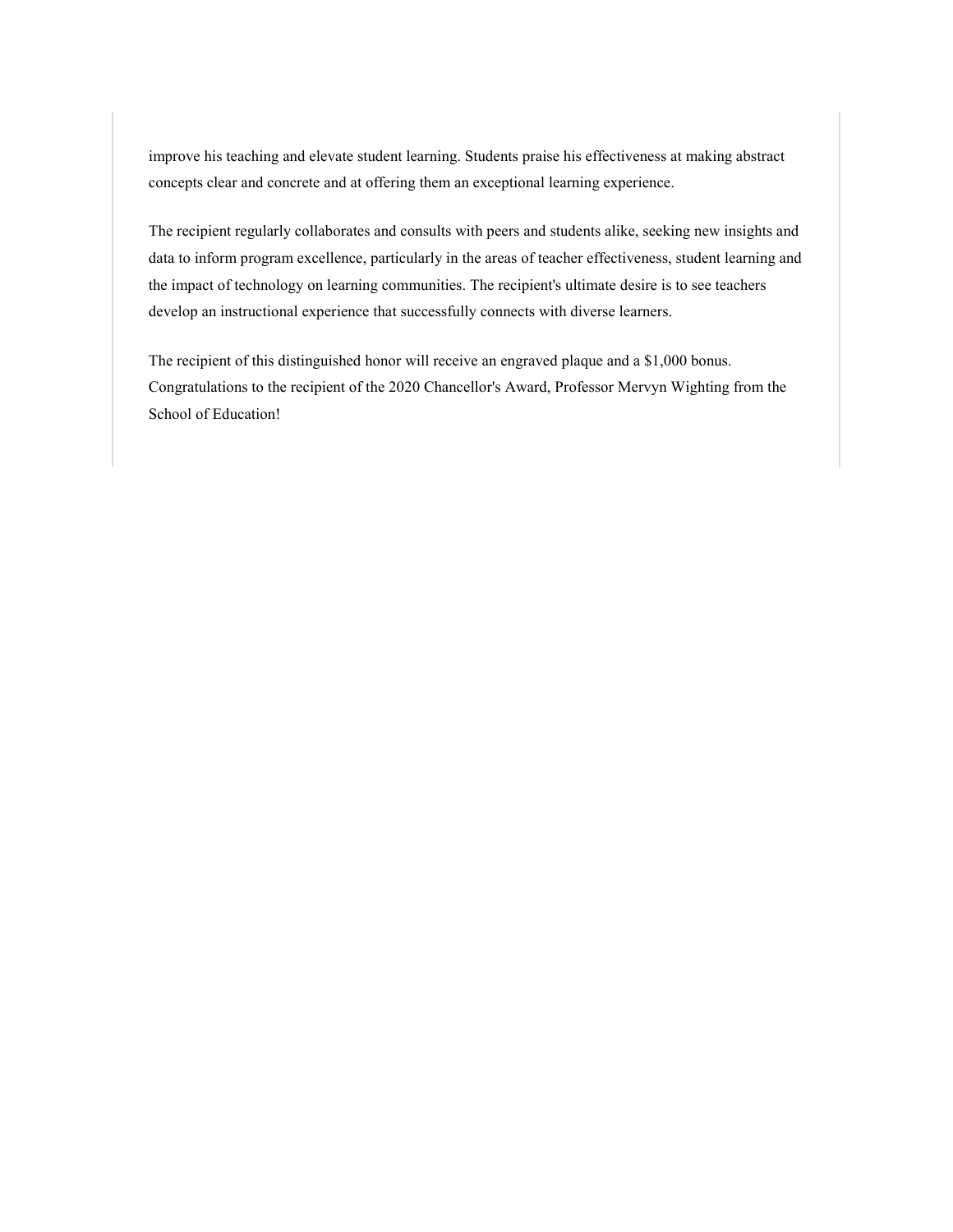improve his teaching and elevate student learning. Students praise his effectiveness at making abstract concepts clear and concrete and at offering them an exceptional learning experience.

The recipient regularly collaborates and consults with peers and students alike, seeking new insights and data to inform program excellence, particularly in the areas of teacher effectiveness, student learning and the impact of technology on learning communities. The recipient's ultimate desire is to see teachers develop an instructional experience that successfully connects with diverse learners.

The recipient of this distinguished honor will receive an engraved plaque and a $1,000 bonus. Congratulations to the recipient of the 2020 Chancellor's Award, Professor Mervyn Wighting from the School of Education!